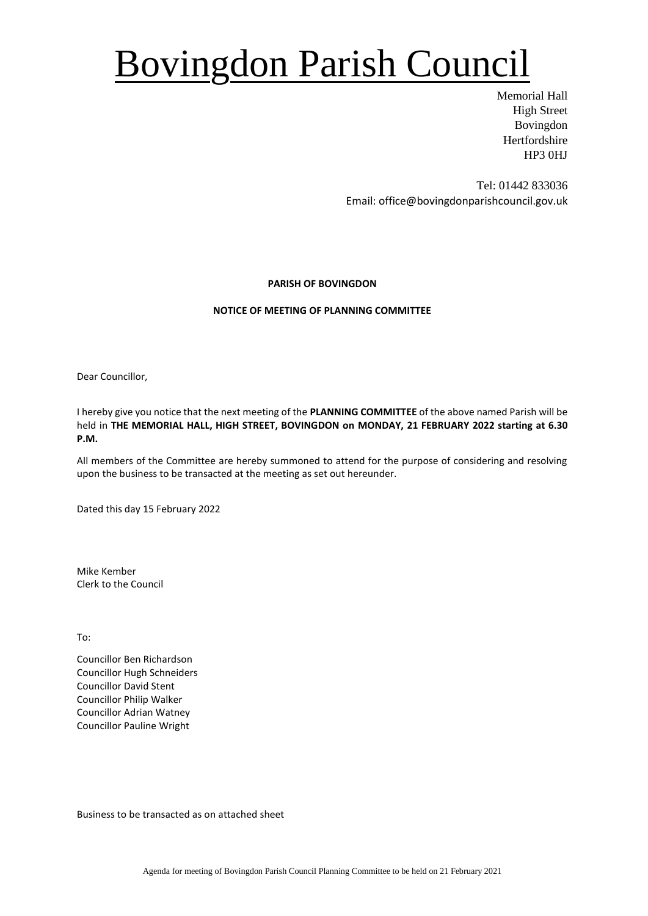# Bovingdon Parish Council

Memorial Hall
High Street
Bovingdon
Hertfordshire
HP3 0HJ

Tel: 01442 833036
Email: office@bovingdonparishcouncil.gov.uk

**PARISH OF BOVINGDON**

**NOTICE OF MEETING OF PLANNING COMMITTEE**

Dear Councillor,

I hereby give you notice that the next meeting of the **PLANNING COMMITTEE** of the above named Parish will be held in **THE MEMORIAL HALL, HIGH STREET, BOVINGDON on MONDAY, 21 FEBRUARY 2022 starting at 6.30 P.M.**

All members of the Committee are hereby summoned to attend for the purpose of considering and resolving upon the business to be transacted at the meeting as set out hereunder.

Dated this day 15 February 2022

Mike Kember
Clerk to the Council

To:

Councillor Ben Richardson
Councillor Hugh Schneiders
Councillor David Stent
Councillor Philip Walker
Councillor Adrian Watney
Councillor Pauline Wright

Business to be transacted as on attached sheet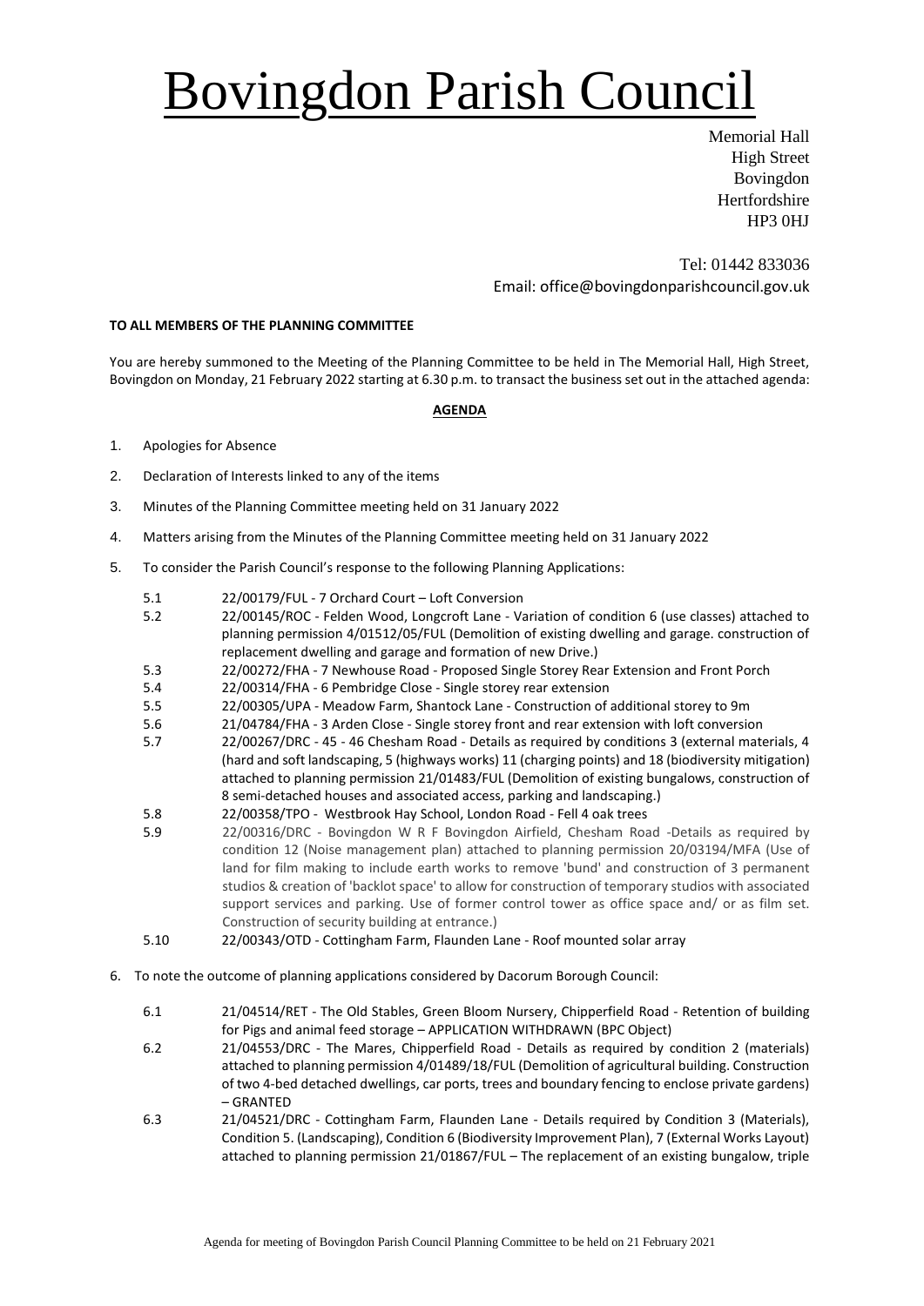# Bovingdon Parish Council

Memorial Hall
High Street
Bovingdon
Hertfordshire
HP3 0HJ

Tel: 01442 833036
Email: office@bovingdonparishcouncil.gov.uk

**TO ALL MEMBERS OF THE PLANNING COMMITTEE**

You are hereby summoned to the Meeting of the Planning Committee to be held in The Memorial Hall, High Street, Bovingdon on Monday, 21 February 2022 starting at 6.30 p.m. to transact the business set out in the attached agenda:

**AGENDA**

1. Apologies for Absence
2. Declaration of Interests linked to any of the items
3. Minutes of the Planning Committee meeting held on 31 January 2022
4. Matters arising from the Minutes of the Planning Committee meeting held on 31 January 2022
5. To consider the Parish Council's response to the following Planning Applications:

   5.1 22/00179/FUL - 7 Orchard Court – Loft Conversion

   5.2 22/00145/ROC - Felden Wood, Longcroft Lane - Variation of condition 6 (use classes) attached to planning permission 4/01512/05/FUL (Demolition of existing dwelling and garage. construction of replacement dwelling and garage and formation of new Drive.)

   5.3 22/00272/FHA - 7 Newhouse Road - Proposed Single Storey Rear Extension and Front Porch

   5.4 22/00314/FHA - 6 Pembridge Close - Single storey rear extension

   5.5 22/00305/UPA - Meadow Farm, Shantock Lane - Construction of additional storey to 9m

   5.6 21/04784/FHA - 3 Arden Close - Single storey front and rear extension with loft conversion

   5.7 22/00267/DRC - 45 - 46 Chesham Road - Details as required by conditions 3 (external materials, 4 (hard and soft landscaping, 5 (highways works) 11 (charging points) and 18 (biodiversity mitigation) attached to planning permission 21/01483/FUL (Demolition of existing bungalows, construction of 8 semi-detached houses and associated access, parking and landscaping.)

   5.8 22/00358/TPO - Westbrook Hay School, London Road - Fell 4 oak trees

   5.9 22/00316/DRC - Bovingdon W R F Bovingdon Airfield, Chesham Road -Details as required by condition 12 (Noise management plan) attached to planning permission 20/03194/MFA (Use of land for film making to include earth works to remove 'bund' and construction of 3 permanent studios & creation of 'backlot space' to allow for construction of temporary studios with associated support services and parking. Use of former control tower as office space and/ or as film set. Construction of security building at entrance.)

   5.10 22/00343/OTD - Cottingham Farm, Flaunden Lane - Roof mounted solar array

6. To note the outcome of planning applications considered by Dacorum Borough Council:

   6.1 21/04514/RET - The Old Stables, Green Bloom Nursery, Chipperfield Road - Retention of building for Pigs and animal feed storage – APPLICATION WITHDRAWN (BPC Object)

   6.2 21/04553/DRC - The Mares, Chipperfield Road - Details as required by condition 2 (materials) attached to planning permission 4/01489/18/FUL (Demolition of agricultural building. Construction of two 4-bed detached dwellings, car ports, trees and boundary fencing to enclose private gardens) – GRANTED

   6.3 21/04521/DRC - Cottingham Farm, Flaunden Lane - Details required by Condition 3 (Materials), Condition 5. (Landscaping), Condition 6 (Biodiversity Improvement Plan), 7 (External Works Layout) attached to planning permission 21/01867/FUL – The replacement of an existing bungalow, triple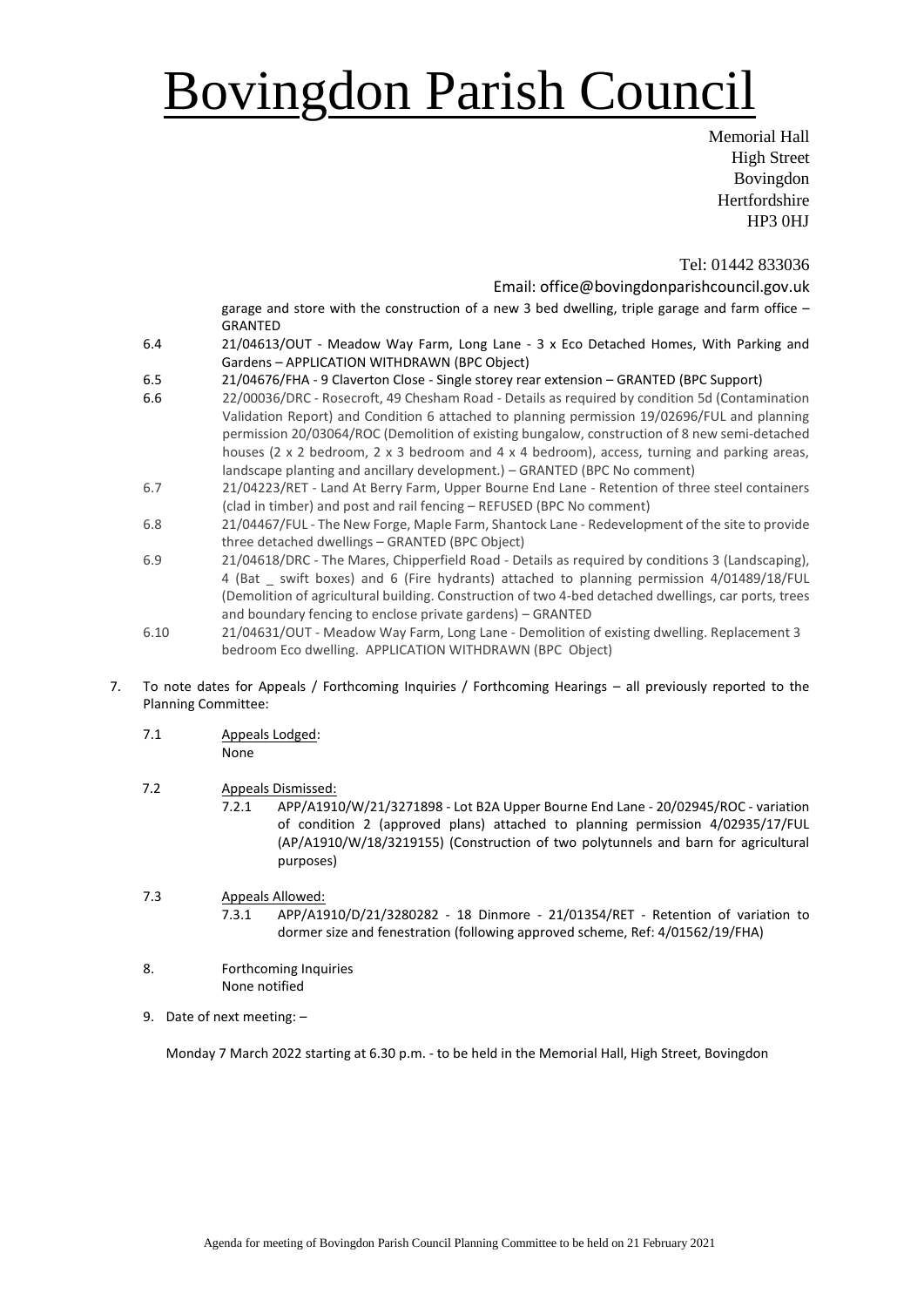# Bovingdon Parish Council

Memorial Hall
High Street
Bovingdon
Hertfordshire
HP3 0HJ

Tel: 01442 833036

Email: office@bovingdonparishcouncil.gov.uk

garage and store with the construction of a new 3 bed dwelling, triple garage and farm office – GRANTED

6.4 21/04613/OUT - Meadow Way Farm, Long Lane - 3 x Eco Detached Homes, With Parking and Gardens – APPLICATION WITHDRAWN (BPC Object)

6.5 21/04676/FHA - 9 Claverton Close - Single storey rear extension – GRANTED (BPC Support)

6.6 22/00036/DRC - Rosecroft, 49 Chesham Road - Details as required by condition 5d (Contamination Validation Report) and Condition 6 attached to planning permission 19/02696/FUL and planning permission 20/03064/ROC (Demolition of existing bungalow, construction of 8 new semi-detached houses (2 x 2 bedroom, 2 x 3 bedroom and 4 x 4 bedroom), access, turning and parking areas, landscape planting and ancillary development.) – GRANTED (BPC No comment)

6.7 21/04223/RET - Land At Berry Farm, Upper Bourne End Lane - Retention of three steel containers (clad in timber) and post and rail fencing – REFUSED (BPC No comment)

6.8 21/04467/FUL - The New Forge, Maple Farm, Shantock Lane - Redevelopment of the site to provide three detached dwellings – GRANTED (BPC Object)

6.9 21/04618/DRC - The Mares, Chipperfield Road - Details as required by conditions 3 (Landscaping), 4 (Bat _ swift boxes) and 6 (Fire hydrants) attached to planning permission 4/01489/18/FUL (Demolition of agricultural building. Construction of two 4-bed detached dwellings, car ports, trees and boundary fencing to enclose private gardens) – GRANTED

6.10 21/04631/OUT - Meadow Way Farm, Long Lane - Demolition of existing dwelling. Replacement 3 bedroom Eco dwelling. APPLICATION WITHDRAWN (BPC Object)

7. To note dates for Appeals / Forthcoming Inquiries / Forthcoming Hearings – all previously reported to the Planning Committee:

7.1 Appeals Lodged:
None

7.2 Appeals Dismissed:

7.2.1 APP/A1910/W/21/3271898 - Lot B2A Upper Bourne End Lane - 20/02945/ROC - variation of condition 2 (approved plans) attached to planning permission 4/02935/17/FUL (AP/A1910/W/18/3219155) (Construction of two polytunnels and barn for agricultural purposes)

7.3 Appeals Allowed:

7.3.1 APP/A1910/D/21/3280282 - 18 Dinmore - 21/01354/RET - Retention of variation to dormer size and fenestration (following approved scheme, Ref: 4/01562/19/FHA)

8. Forthcoming Inquiries
None notified

9. Date of next meeting: –

Monday 7 March 2022 starting at 6.30 p.m. - to be held in the Memorial Hall, High Street, Bovingdon